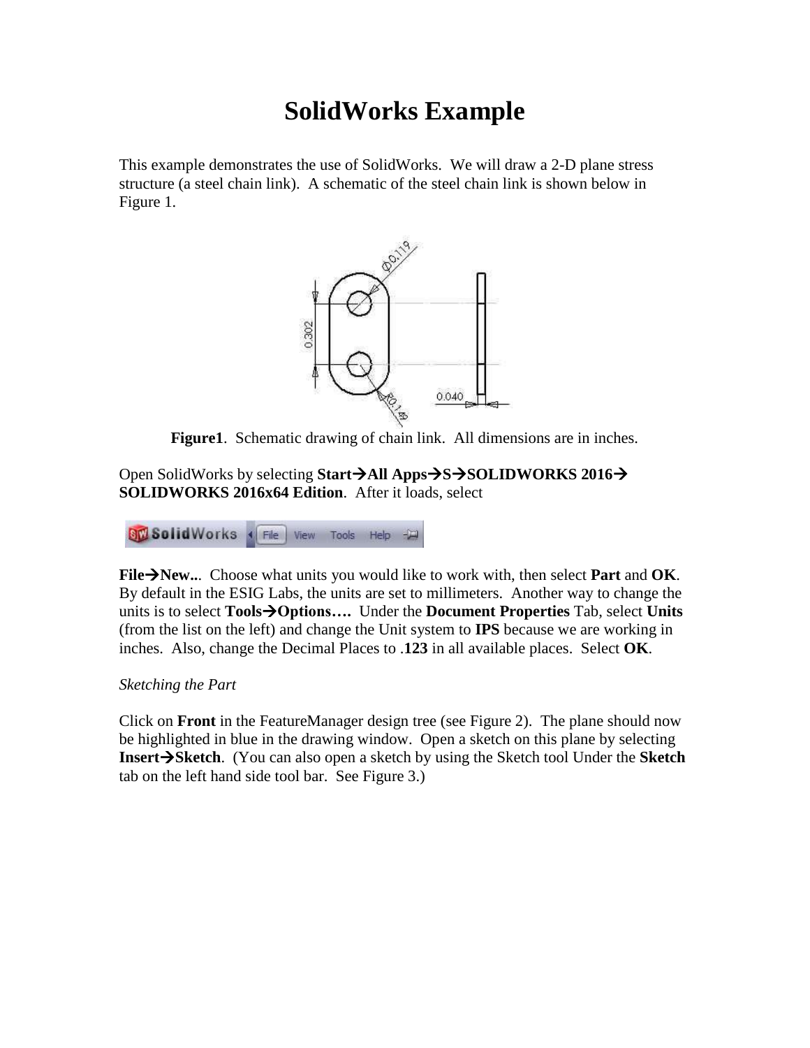# SolidWorks Example

This example demonstrates the use of SolidWorks. We will draw a 2-D plane stress structure (a steel chain link). A schematic of the steel chain link is shown below in Figure 1.

**Figure1**. Schematic drawing of chain link. All dimensions are in inches.

Open SolidWorks by selecting **Start→All Apps→S→SOLIDWORKS 2016→ SOLIDWORKS 2016x64 Edition**. After it loads, select

**File→New..**. Choose what units you would like to work with, then select **Part** and **OK**. By default in the ESIG Labs, the units are set to millimeters. Another way to change the units is to select **Tools→Options….** Under the **Document Properties** Tab, select **Units** (from the list on the left) and change the Unit system to **IPS** because we are working in inches. Also, change the Decimal Places to .**123** in all available places. Select **OK**.

*Sketching the Part*

Click on **Front** in the FeatureManager design tree (see Figure 2). The plane should now be highlighted in blue in the drawing window. Open a sketch on this plane by selecting **Insert→Sketch**. (You can also open a sketch by using the Sketch tool Under the **Sketch** tab on the left hand side tool bar. See Figure 3.)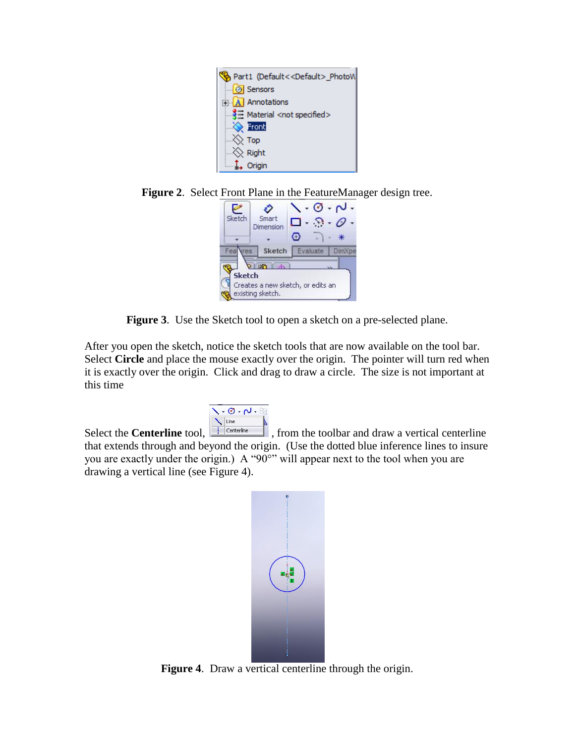**Figure 2**. Select Front Plane in the FeatureManager design tree.

**Figure 3**. Use the Sketch tool to open a sketch on a pre-selected plane.

After you open the sketch, notice the sketch tools that are now available on the tool bar. Select **Circle** and place the mouse exactly over the origin. The pointer will turn red when it is exactly over the origin. Click and drag to draw a circle. The size is not important at this time

Select the **Centerline** tool, , from the toolbar and draw a vertical centerline that extends through and beyond the origin. (Use the dotted blue inference lines to insure you are exactly under the origin.) A "90°" will appear next to the tool when you are drawing a vertical line (see Figure 4).

**Figure 4**. Draw a vertical centerline through the origin.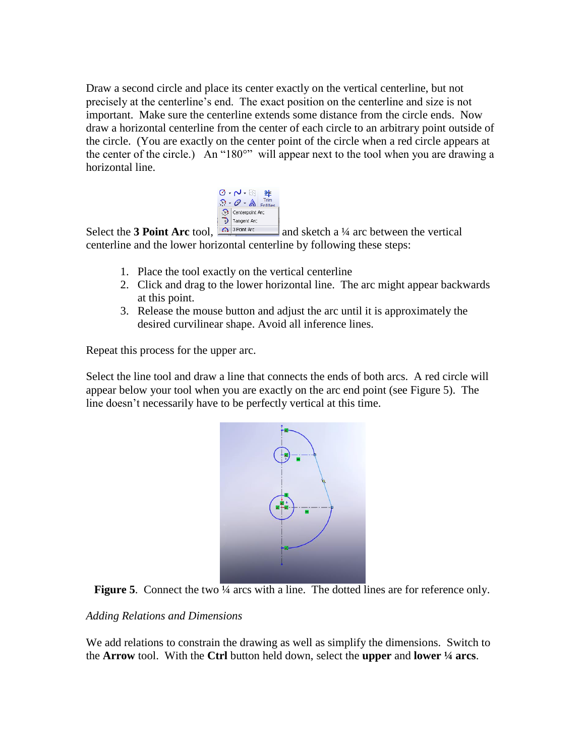Draw a second circle and place its center exactly on the vertical centerline, but not precisely at the centerline's end. The exact position on the centerline and size is not important. Make sure the centerline extends some distance from the circle ends. Now draw a horizontal centerline from the center of each circle to an arbitrary point outside of the circle. (You are exactly on the center point of the circle when a red circle appears at the center of the circle.) An "180°" will appear next to the tool when you are drawing a horizontal line.

Select the **3 Point Arc** tool, and sketch a ¼ arc between the vertical centerline and the lower horizontal centerline by following these steps:

1. Place the tool exactly on the vertical centerline
2. Click and drag to the lower horizontal line. The arc might appear backwards at this point.
3. Release the mouse button and adjust the arc until it is approximately the desired curvilinear shape. Avoid all inference lines.

Repeat this process for the upper arc.

Select the line tool and draw a line that connects the ends of both arcs. A red circle will appear below your tool when you are exactly on the arc end point (see Figure 5). The line doesn't necessarily have to be perfectly vertical at this time.

**Figure 5**. Connect the two ¼ arcs with a line. The dotted lines are for reference only.

*Adding Relations and Dimensions*

We add relations to constrain the drawing as well as simplify the dimensions. Switch to the **Arrow** tool. With the **Ctrl** button held down, select the **upper** and **lower ¼ arcs**.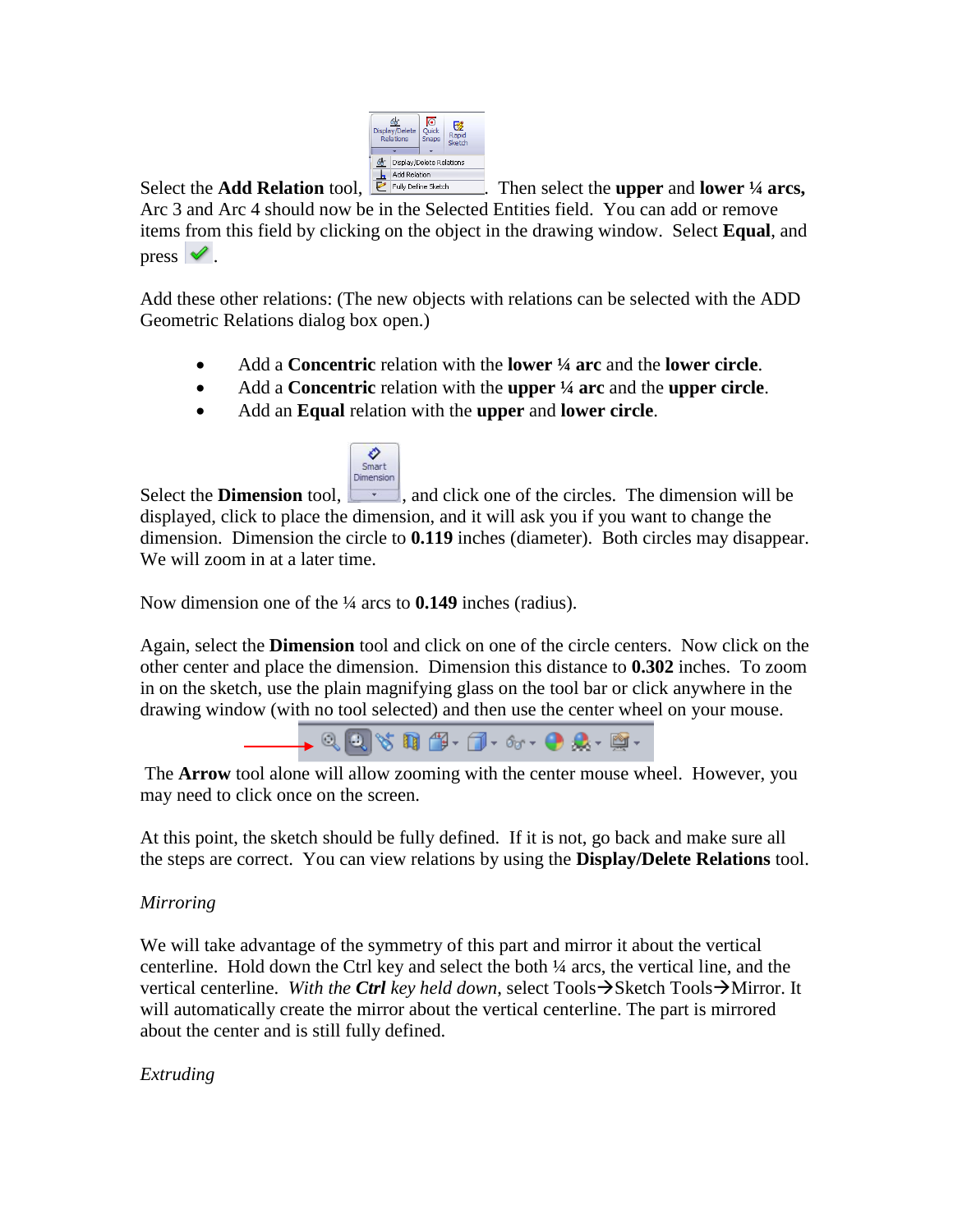Select the **Add Relation** tool, . Then select the **upper** and **lower ¼ arcs,** Arc 3 and Arc 4 should now be in the Selected Entities field. You can add or remove items from this field by clicking on the object in the drawing window. Select **Equal**, and press .

Add these other relations: (The new objects with relations can be selected with the ADD Geometric Relations dialog box open.)

- Add a **Concentric** relation with the **lower ¼ arc** and the **lower circle**.
- Add a **Concentric** relation with the **upper ¼ arc** and the **upper circle**.
- Add an **Equal** relation with the **upper** and **lower circle**.

Select the **Dimension** tool, , and click one of the circles. The dimension will be displayed, click to place the dimension, and it will ask you if you want to change the dimension. Dimension the circle to **0.119** inches (diameter). Both circles may disappear. We will zoom in at a later time.

Now dimension one of the ¼ arcs to **0.149** inches (radius).

Again, select the **Dimension** tool and click on one of the circle centers. Now click on the other center and place the dimension. Dimension this distance to **0.302** inches. To zoom in on the sketch, use the plain magnifying glass on the tool bar or click anywhere in the drawing window (with no tool selected) and then use the center wheel on your mouse.

The **Arrow** tool alone will allow zooming with the center mouse wheel. However, you may need to click once on the screen.

At this point, the sketch should be fully defined. If it is not, go back and make sure all the steps are correct. You can view relations by using the **Display/Delete Relations** tool.

*Mirroring*

We will take advantage of the symmetry of this part and mirror it about the vertical centerline. Hold down the Ctrl key and select the both ¼ arcs, the vertical line, and the vertical centerline. *With the **Ctrl** key held down*, select Tools→Sketch Tools→Mirror. It will automatically create the mirror about the vertical centerline. The part is mirrored about the center and is still fully defined.

*Extruding*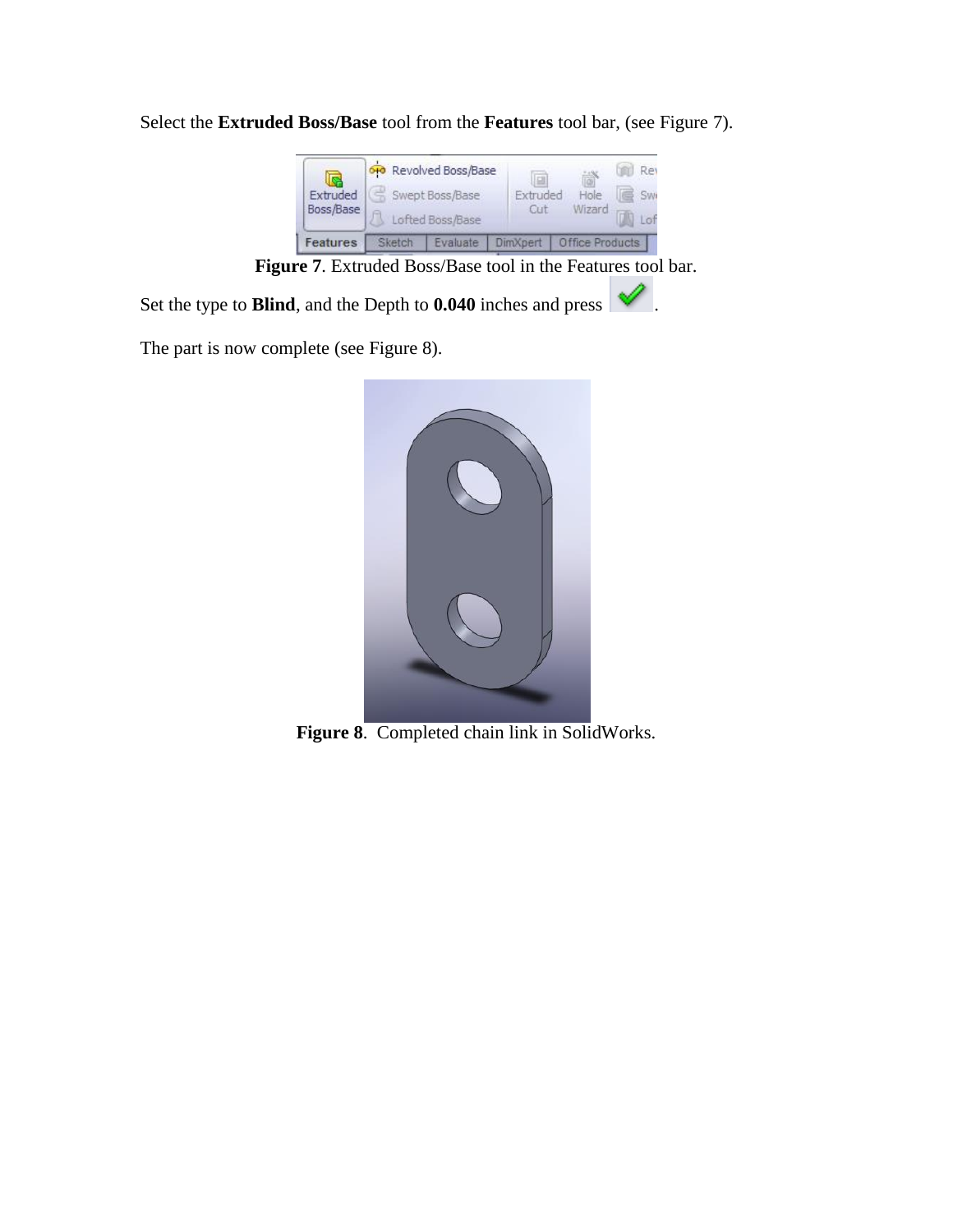Select the **Extruded Boss/Base** tool from the **Features** tool bar, (see Figure 7).

**Figure 7**. Extruded Boss/Base tool in the Features tool bar.

Set the type to **Blind**, and the Depth to **0.040** inches and press .

The part is now complete (see Figure 8).

**Figure 8**. Completed chain link in SolidWorks.